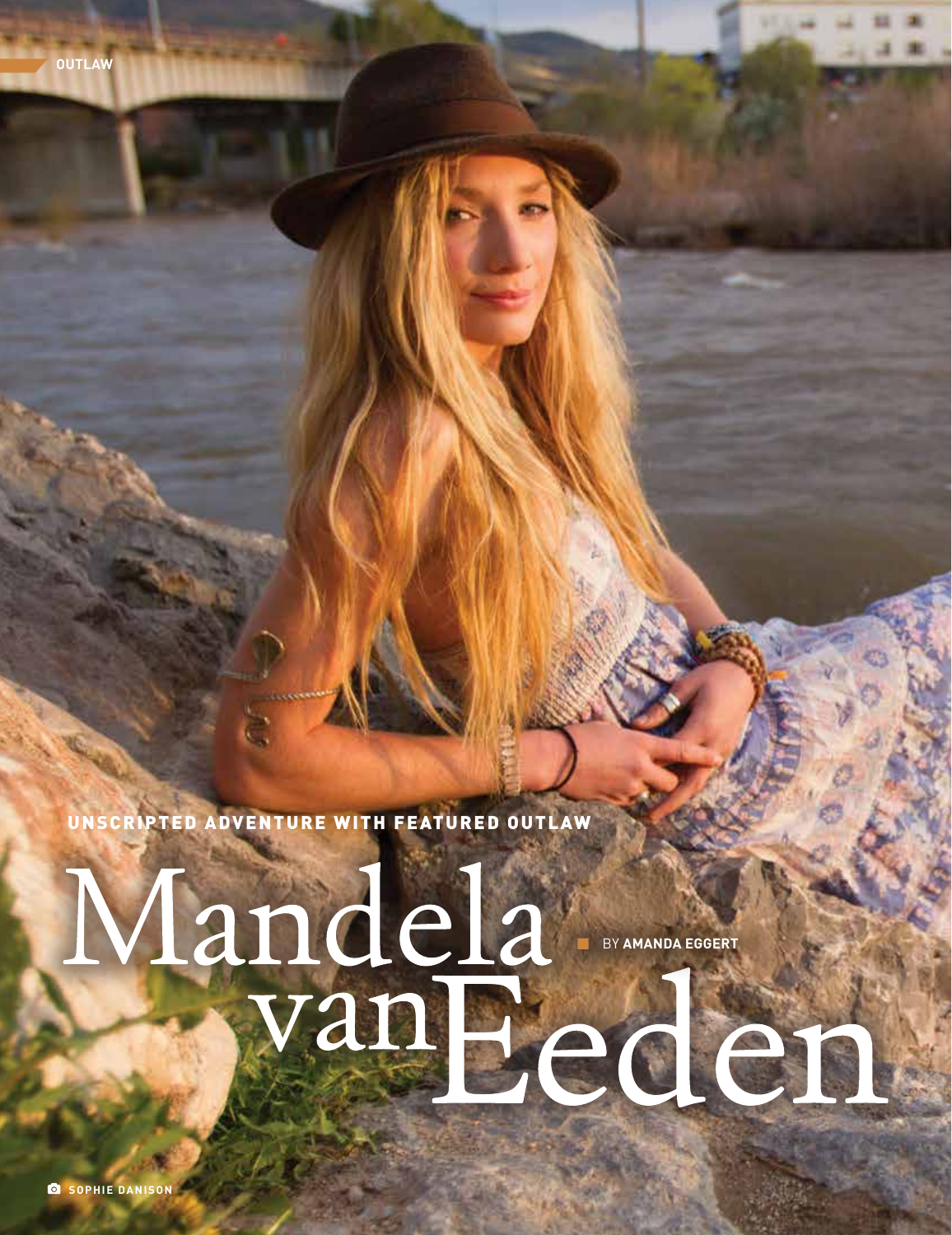OUTLAW

UNSCRIPTED ADVENTURE WITH FEATURED OUTLAW

# Mandela vanEeden

BY **AMANDA EGGERT**

SOPHIE DANISON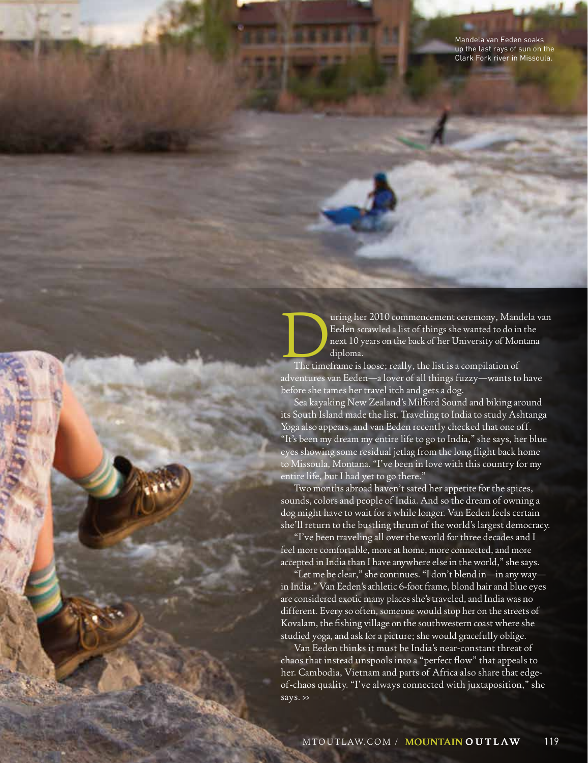Mandela van Eeden soaks up the last rays of sun on the Clark Fork river in Missoula.

During her 2010 commencement ceremony, Mandela van Eeden scrawled a list of things she wanted to do in the next 10 years on the back of her University of Montana diploma.

The timeframe is loose; really, the list is a compilation of adventures van Eeden—a lover of all things fuzzy—wants to have before she tames her travel itch and gets a dog.

Sea kayaking New Zealand's Milford Sound and biking around its South Island made the list. Traveling to India to study Ashtanga Yoga also appears, and van Eeden recently checked that one off. "It's been my dream my entire life to go to India," she says, her blue eyes showing some residual jetlag from the long flight back home to Missoula, Montana. "I've been in love with this country for my entire life, but I had yet to go there."

Two months abroad haven't sated her appetite for the spices, sounds, colors and people of India. And so the dream of owning a dog might have to wait for a while longer. Van Eeden feels certain she'll return to the bustling thrum of the world's largest democracy.

"I've been traveling all over the world for three decades and I feel more comfortable, more at home, more connected, and more accepted in India than I have anywhere else in the world," she says.

"Let me be clear," she continues. "I don't blend in—in any way—in India." Van Eeden's athletic 6-foot frame, blond hair and blue eyes are considered exotic many places she's traveled, and India was no different. Every so often, someone would stop her on the streets of Kovalam, the fishing village on the southwestern coast where she studied yoga, and ask for a picture; she would gracefully oblige.

Van Eeden thinks it must be India's near-constant threat of chaos that instead unspools into a "perfect flow" that appeals to her. Cambodia, Vietnam and parts of Africa also share that edge-of-chaos quality. "I've always connected with juxtaposition," she says. >>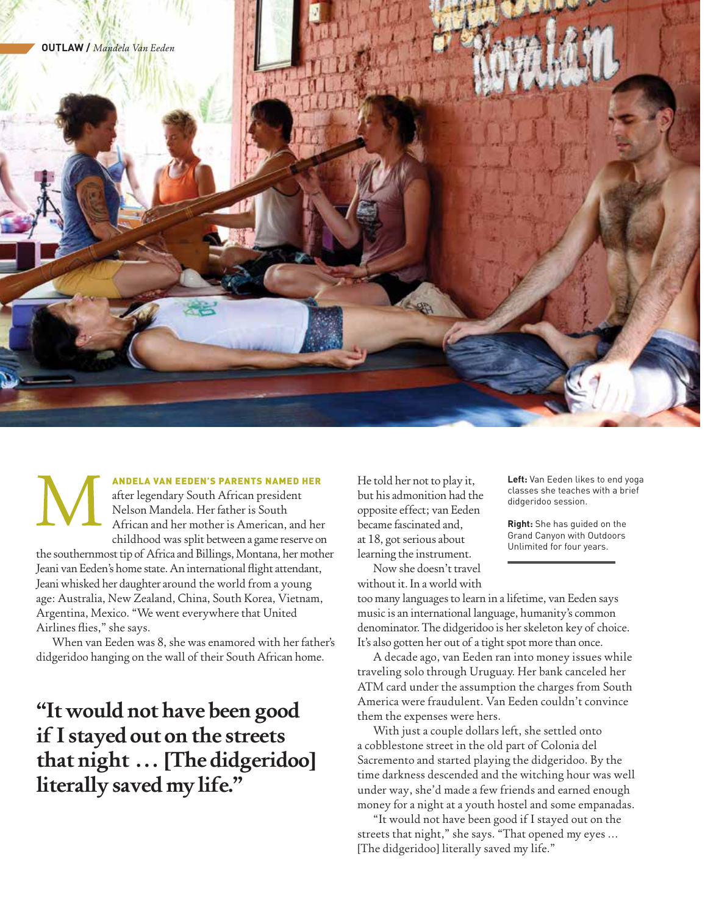Mandela van Eeden's parents named her after legendary South African president Nelson Mandela. Her father is South African and her mother is American, and her childhood was split between a game reserve on the southernmost tip of Africa and Billings, Montana, her mother Jeani van Eeden's home state. An international flight attendant, Jeani whisked her daughter around the world from a young age: Australia, New Zealand, China, South Korea, Vietnam, Argentina, Mexico. "We went everywhere that United Airlines flies," she says.

When van Eeden was 8, she was enamored with her father's didgeridoo hanging on the wall of their South African home. He told her not to play it, but his admonition had the opposite effect; van Eeden became fascinated and, at 18, got serious about learning the instrument.

Now she doesn't travel without it. In a world with too many languages to learn in a lifetime, van Eeden says music is an international language, humanity's common denominator. The didgeridoo is her skeleton key of choice. It's also gotten her out of a tight spot more than once.

A decade ago, van Eeden ran into money issues while traveling solo through Uruguay. Her bank canceled her ATM card under the assumption the charges from South America were fraudulent. Van Eeden couldn't convince them the expenses were hers.

With just a couple dollars left, she settled onto a cobblestone street in the old part of Colonia del Sacremento and started playing the didgeridoo. By the time darkness descended and the witching hour was well under way, she'd made a few friends and earned enough money for a night at a youth hostel and some empanadas.

"It would not have been good if I stayed out on the streets that night," she says. "That opened my eyes … [The didgeridoo] literally saved my life."

> **"It would not have been good if I stayed out on the streets that night … [The didgeridoo] literally saved my life."**

**Left:** Van Eeden likes to end yoga classes she teaches with a brief didgeridoo session.

**Right:** She has guided on the Grand Canyon with Outdoors Unlimited for four years.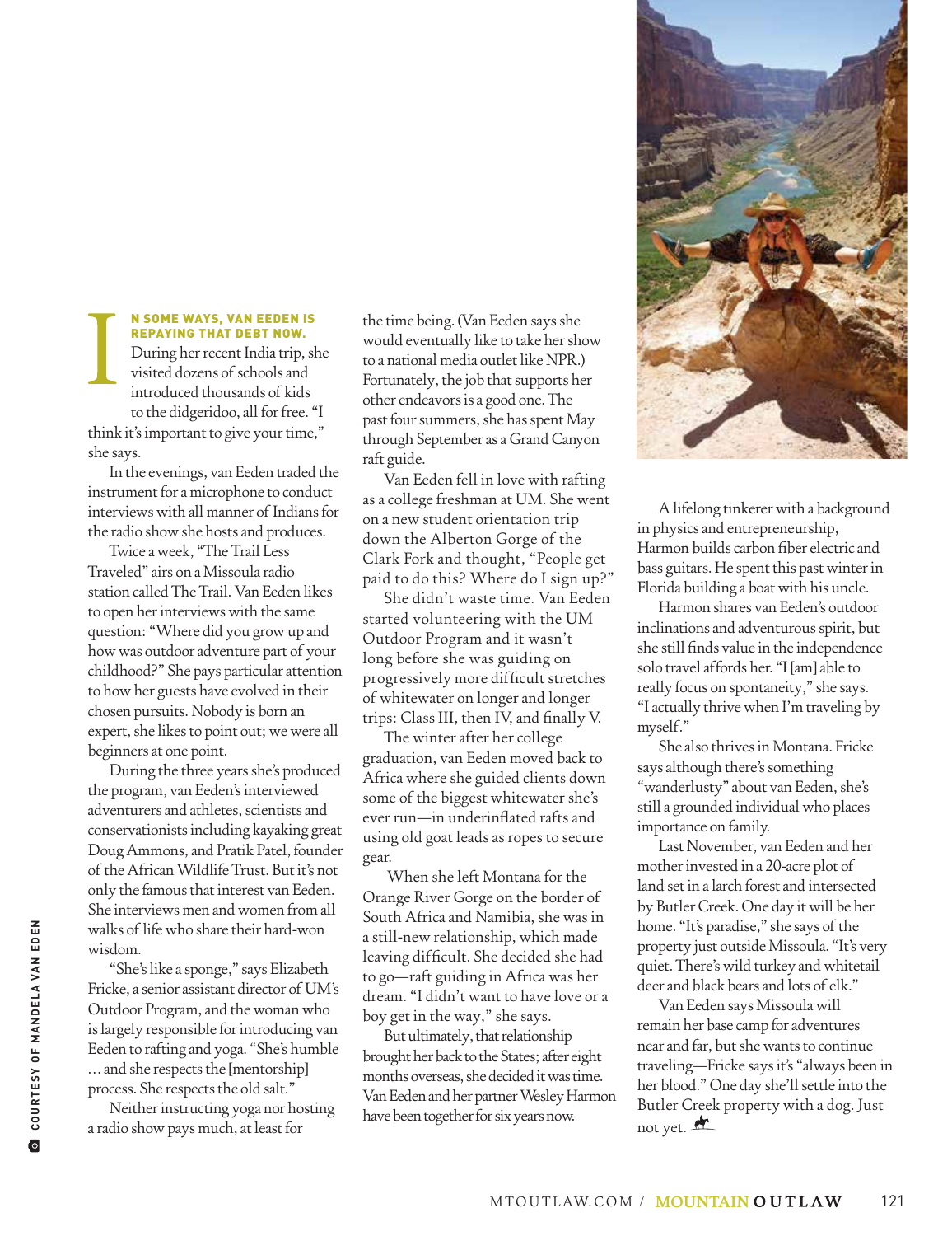**IN SOME WAYS, VAN EEDEN IS REPAYING THAT DEBT NOW.** During her recent India trip, she visited dozens of schools and introduced thousands of kids to the didgeridoo, all for free. "I think it's important to give your time," she says.

In the evenings, van Eeden traded the instrument for a microphone to conduct interviews with all manner of Indians for the radio show she hosts and produces.

Twice a week, "The Trail Less Traveled" airs on a Missoula radio station called The Trail. Van Eeden likes to open her interviews with the same question: "Where did you grow up and how was outdoor adventure part of your childhood?" She pays particular attention to how her guests have evolved in their chosen pursuits. Nobody is born an expert, she likes to point out; we were all beginners at one point.

During the three years she's produced the program, van Eeden's interviewed adventurers and athletes, scientists and conservationists including kayaking great Doug Ammons, and Pratik Patel, founder of the African Wildlife Trust. But it's not only the famous that interest van Eeden. She interviews men and women from all walks of life who share their hard-won wisdom.

"She's like a sponge," says Elizabeth Fricke, a senior assistant director of UM's Outdoor Program, and the woman who is largely responsible for introducing van Eeden to rafting and yoga. "She's humble ... and she respects the [mentorship] process. She respects the old salt."

Neither instructing yoga nor hosting a radio show pays much, at least for the time being. (Van Eeden says she would eventually like to take her show to a national media outlet like NPR.) Fortunately, the job that supports her other endeavors is a good one. The past four summers, she has spent May through September as a Grand Canyon raft guide.

Van Eeden fell in love with rafting as a college freshman at UM. She went on a new student orientation trip down the Alberton Gorge of the Clark Fork and thought, "People get paid to do this? Where do I sign up?"

She didn't waste time. Van Eeden started volunteering with the UM Outdoor Program and it wasn't long before she was guiding on progressively more difficult stretches of whitewater on longer and longer trips: Class III, then IV, and finally V.

The winter after her college graduation, van Eeden moved back to Africa where she guided clients down some of the biggest whitewater she's ever run—in underinflated rafts and using old goat leads as ropes to secure gear.

When she left Montana for the Orange River Gorge on the border of South Africa and Namibia, she was in a still-new relationship, which made leaving difficult. She decided she had to go—raft guiding in Africa was her dream. "I didn't want to have love or a boy get in the way," she says.

But ultimately, that relationship brought her back to the States; after eight months overseas, she decided it was time. Van Eeden and her partner Wesley Harmon have been together for six years now.

A lifelong tinkerer with a background in physics and entrepreneurship, Harmon builds carbon fiber electric and bass guitars. He spent this past winter in Florida building a boat with his uncle.

Harmon shares van Eeden's outdoor inclinations and adventurous spirit, but she still finds value in the independence solo travel affords her. "I [am] able to really focus on spontaneity," she says. "I actually thrive when I'm traveling by myself."

She also thrives in Montana. Fricke says although there's something "wanderlusty" about van Eeden, she's still a grounded individual who places importance on family.

Last November, van Eeden and her mother invested in a 20-acre plot of land set in a larch forest and intersected by Butler Creek. One day it will be her home. "It's paradise," she says of the property just outside Missoula. "It's very quiet. There's wild turkey and whitetail deer and black bears and lots of elk."

Van Eeden says Missoula will remain her base camp for adventures near and far, but she wants to continue traveling—Fricke says it's "always been in her blood." One day she'll settle into the Butler Creek property with a dog. Just not yet.

COURTESY OF MANDELA VAN EEDEN